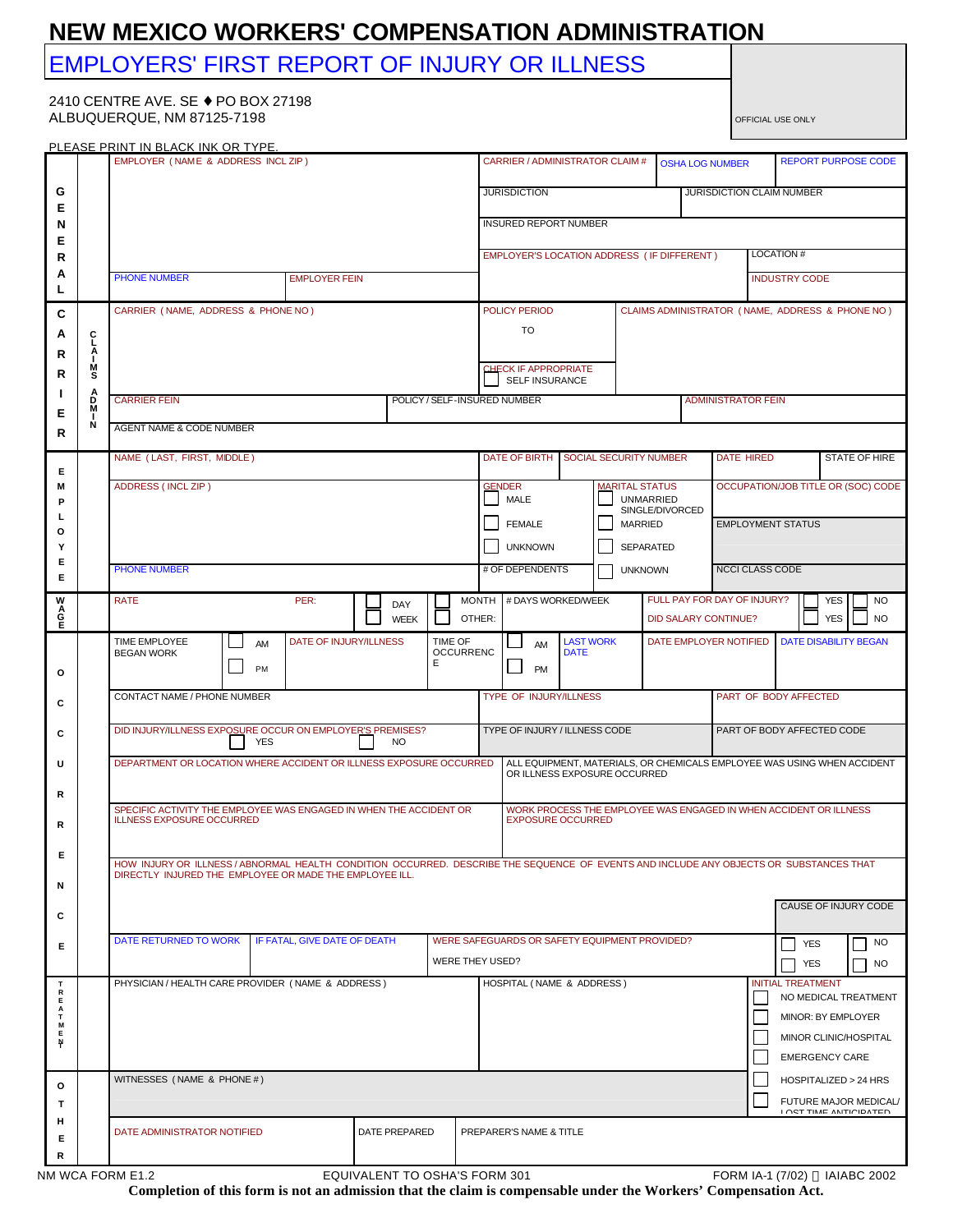# NEW MEXICO WORKERS' COMPENSATION ADMINISTRATION

## EMPLOYERS' FIRST REPORT OF INJURY OR ILLNESS

2410 CENTRE AVE. SE ♦ PO BOX 27198
ALBUQUERQUE, NM 87125-7198

OFFICIAL USE ONLY

PLEASE PRINT IN BLACK INK OR TYPE.

**GENERAL**

| EMPLOYER (NAME & ADDRESS INCL ZIP) | | CARRIER / ADMINISTRATOR CLAIM # | OSHA LOG NUMBER | REPORT PURPOSE CODE |
|---|---|---|---|---|
| | | JURISDICTION | JURISDICTION CLAIM NUMBER | |
| | | INSURED REPORT NUMBER | | |
| | | EMPLOYER'S LOCATION ADDRESS (IF DIFFERENT) | LOCATION # | |
| PHONE NUMBER | EMPLOYER FEIN | | INDUSTRY CODE | |

**CARRIER / CLAIMS ADMIN**

| CARRIER (NAME, ADDRESS & PHONE NO) | | POLICY PERIOD TO | CLAIMS ADMINISTRATOR (NAME, ADDRESS & PHONE NO) |
|---|---|---|---|
| | | CHECK IF APPROPRIATE ☐ SELF INSURANCE | |
| CARRIER FEIN | POLICY / SELF-INSURED NUMBER | | ADMINISTRATOR FEIN |
| AGENT NAME & CODE NUMBER | | | |

**EMPLOYEE**

| NAME (LAST, FIRST, MIDDLE) | DATE OF BIRTH | SOCIAL SECURITY NUMBER | DATE HIRED | STATE OF HIRE |
|---|---|---|---|---|
| ADDRESS (INCL ZIP) | GENDER ☐ MALE ☐ FEMALE ☐ UNKNOWN | MARITAL STATUS ☐ UNMARRIED SINGLE/DIVORCED ☐ MARRIED ☐ SEPARATED | OCCUPATION/JOB TITLE OR (SOC) CODE | |
| | | | EMPLOYMENT STATUS | |
| PHONE NUMBER | # OF DEPENDENTS | ☐ UNKNOWN | NCCI CLASS CODE | |

**WAGE**

| RATE | PER: ☐ DAY ☐ WEEK ☐ MONTH ☐ OTHER: | # DAYS WORKED/WEEK | FULL PAY FOR DAY OF INJURY? ☐ YES ☐ NO |
|---|---|---|---|
| | | | DID SALARY CONTINUE? ☐ YES ☐ NO |

**OCCURRENCE**

| TIME EMPLOYEE BEGAN WORK ☐ AM ☐ PM | DATE OF INJURY/ILLNESS | TIME OF OCCURRENCE ☐ AM ☐ PM | LAST WORK DATE | DATE EMPLOYER NOTIFIED | DATE DISABILITY BEGAN |
|---|---|---|---|---|---|

| CONTACT NAME / PHONE NUMBER | TYPE OF INJURY/ILLNESS | PART OF BODY AFFECTED |
|---|---|---|
| DID INJURY/ILLNESS EXPOSURE OCCUR ON EMPLOYER'S PREMISES? ☐ YES ☐ NO | TYPE OF INJURY / ILLNESS CODE | PART OF BODY AFFECTED CODE |
| DEPARTMENT OR LOCATION WHERE ACCIDENT OR ILLNESS EXPOSURE OCCURRED | ALL EQUIPMENT, MATERIALS, OR CHEMICALS EMPLOYEE WAS USING WHEN ACCIDENT OR ILLNESS EXPOSURE OCCURRED | |
| SPECIFIC ACTIVITY THE EMPLOYEE WAS ENGAGED IN WHEN THE ACCIDENT OR ILLNESS EXPOSURE OCCURRED | WORK PROCESS THE EMPLOYEE WAS ENGAGED IN WHEN ACCIDENT OR ILLNESS EXPOSURE OCCURRED | |

HOW INJURY OR ILLNESS / ABNORMAL HEALTH CONDITION OCCURRED. DESCRIBE THE SEQUENCE OF EVENTS AND INCLUDE ANY OBJECTS OR SUBSTANCES THAT DIRECTLY INJURED THE EMPLOYEE OR MADE THE EMPLOYEE ILL.

CAUSE OF INJURY CODE

| DATE RETURNED TO WORK | IF FATAL, GIVE DATE OF DEATH | WERE SAFEGUARDS OR SAFETY EQUIPMENT PROVIDED? ☐ YES ☐ NO |
|---|---|---|
| | | WERE THEY USED? ☐ YES ☐ NO |

**TREATMENT**

| PHYSICIAN / HEALTH CARE PROVIDER (NAME & ADDRESS) | HOSPITAL (NAME & ADDRESS) | INITIAL TREATMENT |
|---|---|---|
| | | ☐ NO MEDICAL TREATMENT<br>☐ MINOR: BY EMPLOYER<br>☐ MINOR CLINIC/HOSPITAL<br>☐ EMERGENCY CARE<br>☐ HOSPITALIZED > 24 HRS<br>☐ FUTURE MAJOR MEDICAL/ LOST TIME ANTICIPATED |

**OTHER**

| WITNESSES (NAME & PHONE #) | | |
|---|---|---|
| DATE ADMINISTRATOR NOTIFIED | DATE PREPARED | PREPARER'S NAME & TITLE |

NM WCA FORM E1.2 EQUIVALENT TO OSHA'S FORM 301 FORM IA-1 (7/02) IAIABC 2002

**Completion of this form is not an admission that the claim is compensable under the Workers' Compensation Act.**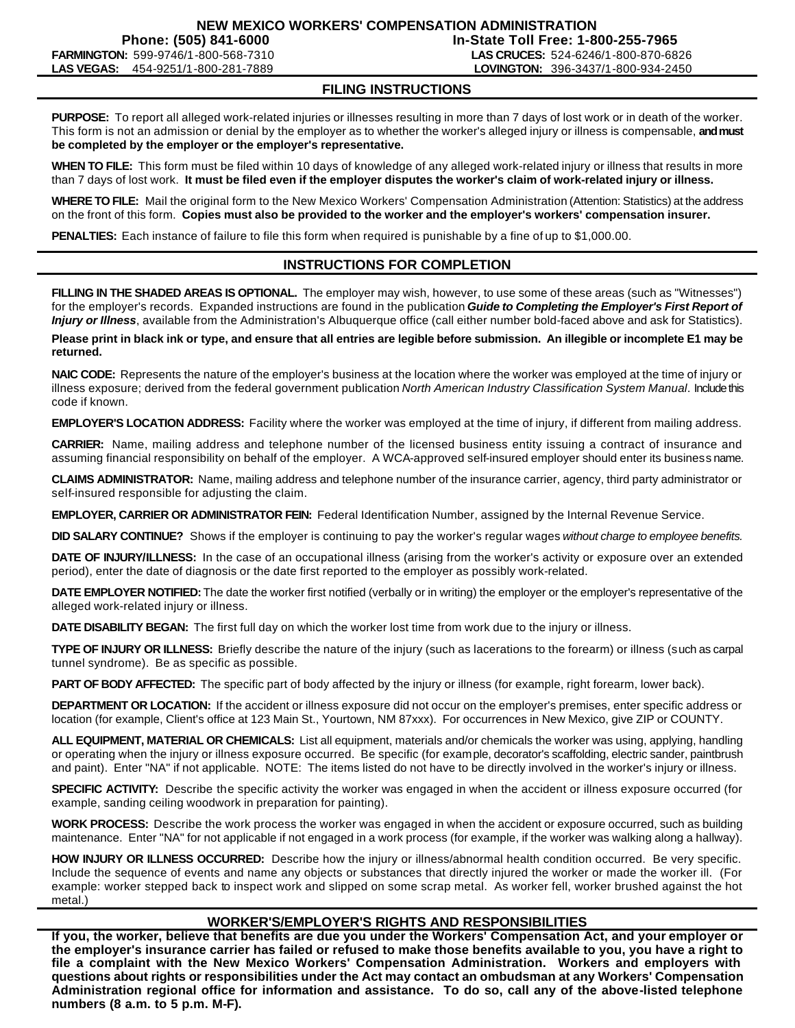# NEW MEXICO WORKERS' COMPENSATION ADMINISTRATION

**Phone: (505) 841-6000** | **In-State Toll Free: 1-800-255-7965**

**FARMINGTON:** 599-9746/1-800-568-7310 | **LAS CRUCES:** 524-6246/1-800-870-6826

**LAS VEGAS:** 454-9251/1-800-281-7889 | **LOVINGTON:** 396-3437/1-800-934-2450

## FILING INSTRUCTIONS

**PURPOSE:** To report all alleged work-related injuries or illnesses resulting in more than 7 days of lost work or in death of the worker. This form is not an admission or denial by the employer as to whether the worker's alleged injury or illness is compensable, **and must be completed by the employer or the employer's representative.**

**WHEN TO FILE:** This form must be filed within 10 days of knowledge of any alleged work-related injury or illness that results in more than 7 days of lost work. **It must be filed even if the employer disputes the worker's claim of work-related injury or illness.**

**WHERE TO FILE:** Mail the original form to the New Mexico Workers' Compensation Administration (Attention: Statistics) at the address on the front of this form. **Copies must also be provided to the worker and the employer's workers' compensation insurer.**

**PENALTIES:** Each instance of failure to file this form when required is punishable by a fine of up to $1,000.00.

## INSTRUCTIONS FOR COMPLETION

**FILLING IN THE SHADED AREAS IS OPTIONAL.** The employer may wish, however, to use some of these areas (such as "Witnesses") for the employer's records. Expanded instructions are found in the publication ***Guide to Completing the Employer's First Report of Injury or Illness***, available from the Administration's Albuquerque office (call either number bold-faced above and ask for Statistics).

**Please print in black ink or type, and ensure that all entries are legible before submission. An illegible or incomplete E1 may be returned.**

**NAIC CODE:** Represents the nature of the employer's business at the location where the worker was employed at the time of injury or illness exposure; derived from the federal government publication *North American Industry Classification System Manual*. Include this code if known.

**EMPLOYER'S LOCATION ADDRESS:** Facility where the worker was employed at the time of injury, if different from mailing address.

**CARRIER:** Name, mailing address and telephone number of the licensed business entity issuing a contract of insurance and assuming financial responsibility on behalf of the employer. A WCA-approved self-insured employer should enter its business name.

**CLAIMS ADMINISTRATOR:** Name, mailing address and telephone number of the insurance carrier, agency, third party administrator or self-insured responsible for adjusting the claim.

**EMPLOYER, CARRIER OR ADMINISTRATOR FEIN:** Federal Identification Number, assigned by the Internal Revenue Service.

**DID SALARY CONTINUE?** Shows if the employer is continuing to pay the worker's regular wages *without charge to employee benefits.*

**DATE OF INJURY/ILLNESS:** In the case of an occupational illness (arising from the worker's activity or exposure over an extended period), enter the date of diagnosis or the date first reported to the employer as possibly work-related.

**DATE EMPLOYER NOTIFIED:** The date the worker first notified (verbally or in writing) the employer or the employer's representative of the alleged work-related injury or illness.

**DATE DISABILITY BEGAN:** The first full day on which the worker lost time from work due to the injury or illness.

**TYPE OF INJURY OR ILLNESS:** Briefly describe the nature of the injury (such as lacerations to the forearm) or illness (such as carpal tunnel syndrome). Be as specific as possible.

**PART OF BODY AFFECTED:** The specific part of body affected by the injury or illness (for example, right forearm, lower back).

**DEPARTMENT OR LOCATION:** If the accident or illness exposure did not occur on the employer's premises, enter specific address or location (for example, Client's office at 123 Main St., Yourtown, NM 87xxx). For occurrences in New Mexico, give ZIP or COUNTY.

**ALL EQUIPMENT, MATERIAL OR CHEMICALS:** List all equipment, materials and/or chemicals the worker was using, applying, handling or operating when the injury or illness exposure occurred. Be specific (for example, decorator's scaffolding, electric sander, paintbrush and paint). Enter "NA" if not applicable. NOTE: The items listed do not have to be directly involved in the worker's injury or illness.

**SPECIFIC ACTIVITY:** Describe the specific activity the worker was engaged in when the accident or illness exposure occurred (for example, sanding ceiling woodwork in preparation for painting).

**WORK PROCESS:** Describe the work process the worker was engaged in when the accident or exposure occurred, such as building maintenance. Enter "NA" for not applicable if not engaged in a work process (for example, if the worker was walking along a hallway).

**HOW INJURY OR ILLNESS OCCURRED:** Describe how the injury or illness/abnormal health condition occurred. Be very specific. Include the sequence of events and name any objects or substances that directly injured the worker or made the worker ill. (For example: worker stepped back to inspect work and slipped on some scrap metal. As worker fell, worker brushed against the hot metal.)

## WORKER'S/EMPLOYER'S RIGHTS AND RESPONSIBILITIES

**If you, the worker, believe that benefits are due you under the Workers' Compensation Act, and your employer or the employer's insurance carrier has failed or refused to make those benefits available to you, you have a right to file a complaint with the New Mexico Workers' Compensation Administration. Workers and employers with questions about rights or responsibilities under the Act may contact an ombudsman at any Workers' Compensation Administration regional office for information and assistance. To do so, call any of the above-listed telephone numbers (8 a.m. to 5 p.m. M-F).**